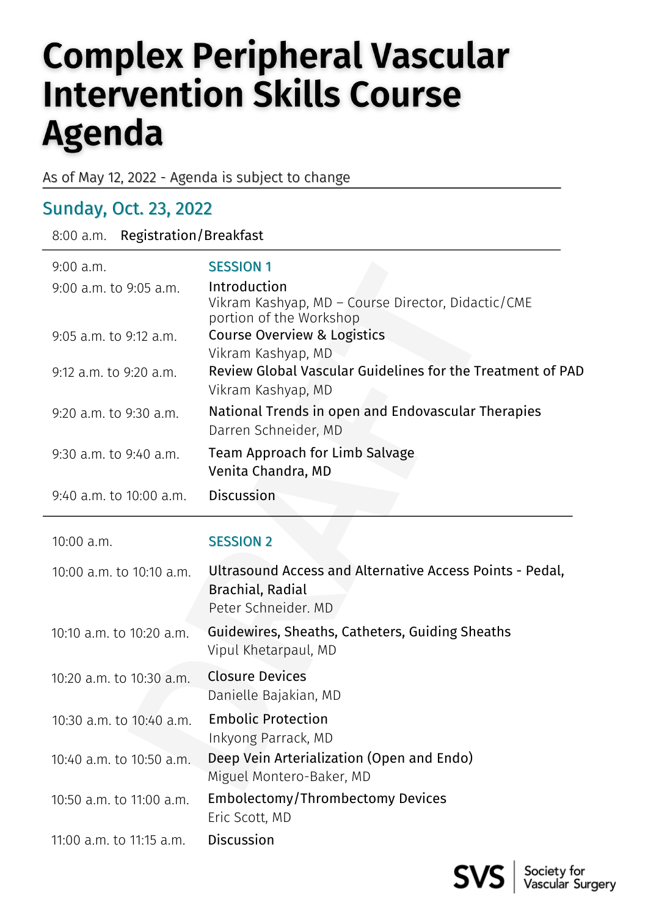# Complex Peripheral Vascular Intervention Skills Course Agenda

As of May 12, 2022 - Agenda is subject to change

## Sunday, Oct. 23, 2022

| | |
|---|---|
| 8:00 a.m. | Registration/Breakfast |

| | |
|---|---|
| 9:00 a.m. | **SESSION 1** |
| 9:00 a.m. to 9:05 a.m. | Introduction<br>Vikram Kashyap, MD – Course Director, Didactic/CME portion of the Workshop |
| 9:05 a.m. to 9:12 a.m. | Course Overview & Logistics<br>Vikram Kashyap, MD |
| 9:12 a.m. to 9:20 a.m. | Review Global Vascular Guidelines for the Treatment of PAD<br>Vikram Kashyap, MD |
| 9:20 a.m. to 9:30 a.m. | National Trends in open and Endovascular Therapies<br>Darren Schneider, MD |
| 9:30 a.m. to 9:40 a.m. | Team Approach for Limb Salvage<br>Venita Chandra, MD |
| 9:40 a.m. to 10:00 a.m. | Discussion |

| | |
|---|---|
| 10:00 a.m. | **SESSION 2** |
| 10:00 a.m. to 10:10 a.m. | Ultrasound Access and Alternative Access Points - Pedal, Brachial, Radial<br>Peter Schneider. MD |
| 10:10 a.m. to 10:20 a.m. | Guidewires, Sheaths, Catheters, Guiding Sheaths<br>Vipul Khetarpaul, MD |
| 10:20 a.m. to 10:30 a.m. | Closure Devices<br>Danielle Bajakian, MD |
| 10:30 a.m. to 10:40 a.m. | Embolic Protection<br>Inkyong Parrack, MD |
| 10:40 a.m. to 10:50 a.m. | Deep Vein Arterialization (Open and Endo)<br>Miguel Montero-Baker, MD |
| 10:50 a.m. to 11:00 a.m. | Embolectomy/Thrombectomy Devices<br>Eric Scott, MD |
| 11:00 a.m. to 11:15 a.m. | Discussion |

SVS | Society for Vascular Surgery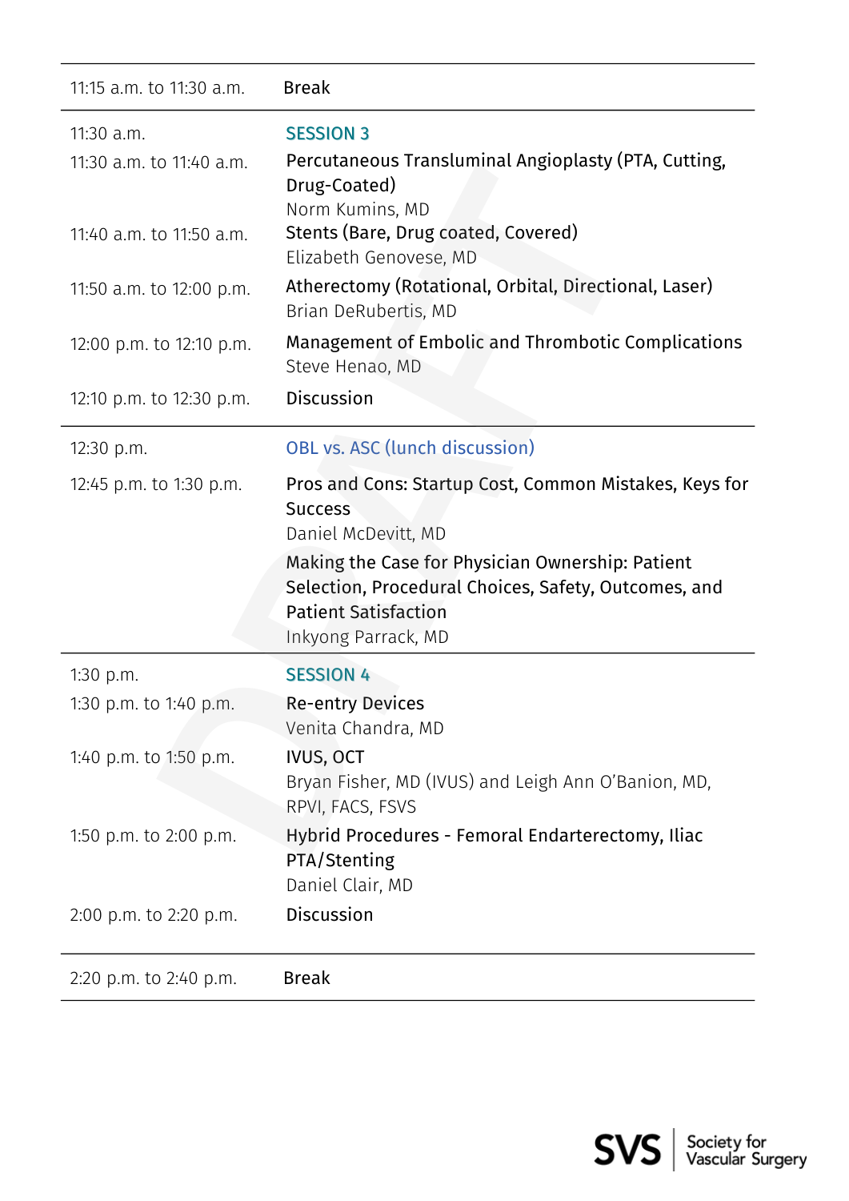| | |
|---|---|
| 11:15 a.m. to 11:30 a.m. | Break |
| 11:30 a.m. | **SESSION 3** |
| 11:30 a.m. to 11:40 a.m. | Percutaneous Translumінal Angioplasty (PTA, Cutting, Drug-Coated)<br>Norm Kumins, MD |
| 11:40 a.m. to 11:50 a.m. | Stents (Bare, Drug coated, Covered)<br>Elizabeth Genovese, MD |
| 11:50 a.m. to 12:00 p.m. | Atherectomy (Rotational, Orbital, Directional, Laser)<br>Brian DeRubertis, MD |
| 12:00 p.m. to 12:10 p.m. | Management of Embolic and Thrombotic Complications<br>Steve Henao, MD |
| 12:10 p.m. to 12:30 p.m. | Discussion |
| 12:30 p.m. | **OBL vs. ASC (lunch discussion)** |
| 12:45 p.m. to 1:30 p.m. | Pros and Cons: Startup Cost, Common Mistakes, Keys for Success<br>Daniel McDevitt, MD<br>Making the Case for Physician Ownership: Patient Selection, Procedural Choices, Safety, Outcomes, and Patient Satisfaction<br>Inkyong Parrack, MD |
| 1:30 p.m. | **SESSION 4** |
| 1:30 p.m. to 1:40 p.m. | Re-entry Devices<br>Venita Chandra, MD |
| 1:40 p.m. to 1:50 p.m. | IVUS, OCT<br>Bryan Fisher, MD (IVUS) and Leigh Ann O'Banion, MD, RPVI, FACS, FSVS |
| 1:50 p.m. to 2:00 p.m. | Hybrid Procedures - Femoral Endarterectomy, Iliac PTA/Stenting<br>Daniel Clair, MD |
| 2:00 p.m. to 2:20 p.m. | Discussion |
| 2:20 p.m. to 2:40 p.m. | Break |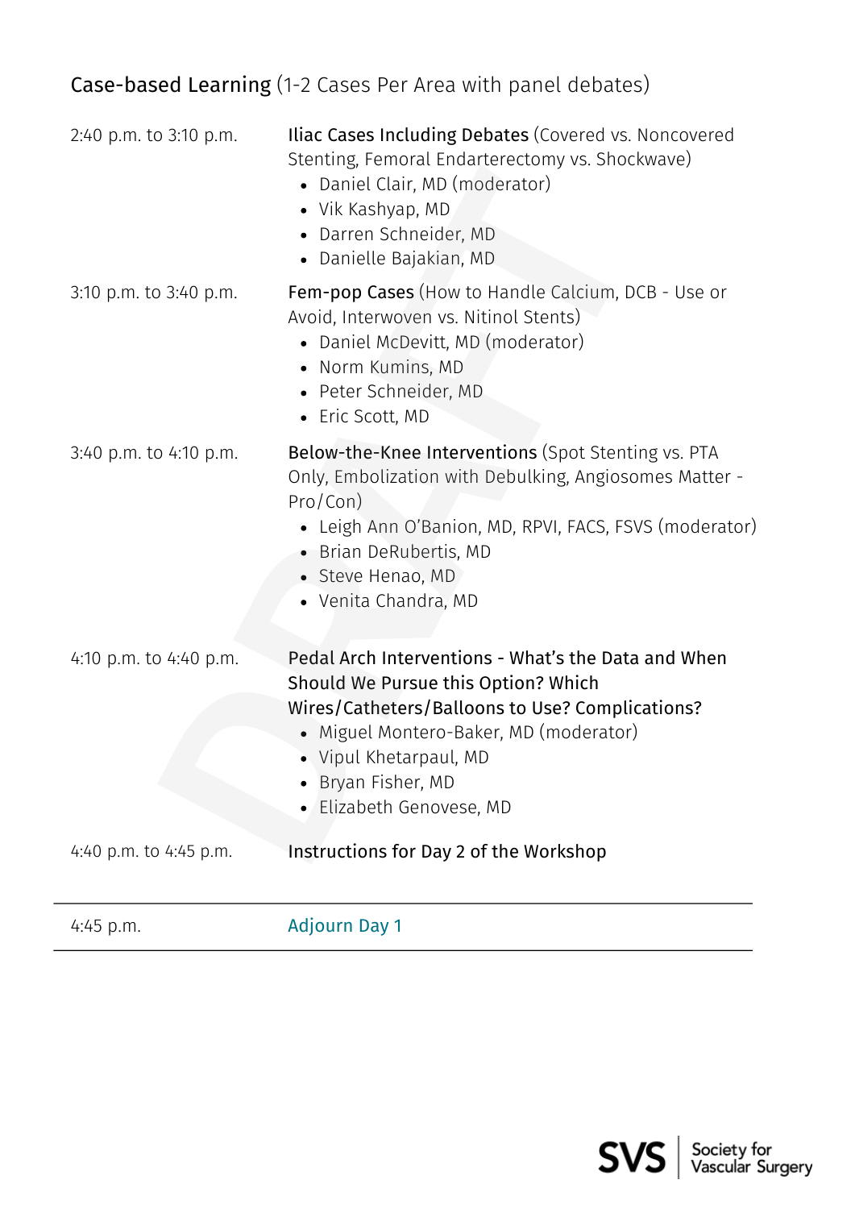## Case-based Learning (1-2 Cases Per Area with panel debates)

2:40 p.m. to 3:10 p.m. — **Iliac Cases Including Debates** (Covered vs. Noncovered Stenting, Femoral Endarterectomy vs. Shockwave)

- Daniel Clair, MD (moderator)
- Vik Kashyap, MD
- Darren Schneider, MD
- Danielle Bajakian, MD

3:10 p.m. to 3:40 p.m. — **Fem-pop Cases** (How to Handle Calcium, DCB - Use or Avoid, Interwoven vs. Nitinol Stents)

- Daniel McDevitt, MD (moderator)
- Norm Kumins, MD
- Peter Schneider, MD
- Eric Scott, MD

3:40 p.m. to 4:10 p.m. — **Below-the-Knee Interventions** (Spot Stenting vs. PTA Only, Embolization with Debulking, Angiosomes Matter - Pro/Con)

- Leigh Ann O'Banion, MD, RPVI, FACS, FSVS (moderator)
- Brian DeRubertis, MD
- Steve Henao, MD
- Venita Chandra, MD

4:10 p.m. to 4:40 p.m. — **Pedal Arch Interventions - What's the Data and When Should We Pursue this Option? Which Wires/Catheters/Balloons to Use? Complications?**

- Miguel Montero-Baker, MD (moderator)
- Vipul Khetarpaul, MD
- Bryan Fisher, MD
- Elizabeth Genovese, MD

4:40 p.m. to 4:45 p.m. — **Instructions for Day 2 of the Workshop**

---

4:45 p.m. — Adjourn Day 1

---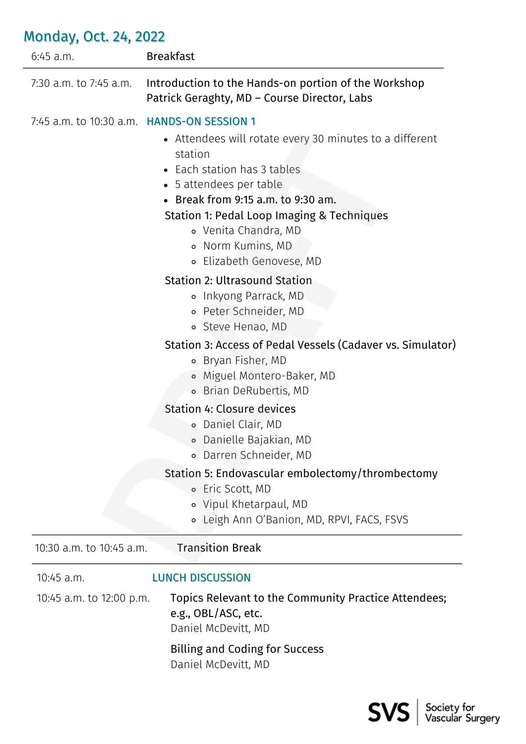## Monday, Oct. 24, 2022

| | |
|---|---|
| 6:45 a.m. | Breakfast |
| 7:30 a.m. to 7:45 a.m. | Introduction to the Hands-on portion of the Workshop<br>Patrick Geraghty, MD – Course Director, Labs |

**7:45 a.m. to 10:30 a.m. — HANDS-ON SESSION 1**

- Attendees will rotate every 30 minutes to a different station
- Each station has 3 tables
- 5 attendees per table
- **Break from 9:15 a.m. to 9:30 am.**

Station 1: Pedal Loop Imaging & Techniques
- Venita Chandra, MD
- Norm Kumins, MD
- Elizabeth Genovese, MD

Station 2: Ultrasound Station
- Inkyong Parrack, MD
- Peter Schneider, MD
- Steve Henao, MD

Station 3: Access of Pedal Vessels (Cadaver vs. Simulator)
- Bryan Fisher, MD
- Miguel Montero-Baker, MD
- Brian DeRubertis, MD

Station 4: Closure devices
- Daniel Clair, MD
- Danielle Bajakian, MD
- Darren Schneider, MD

Station 5: Endovascular embolectomy/thrombectomy
- Eric Scott, MD
- Vipul Khetarpaul, MD
- Leigh Ann O'Banion, MD, RPVI, FACS, FSVS

| | |
|---|---|
| 10:30 a.m. to 10:45 a.m. | Transition Break |

**10:45 a.m. — LUNCH DISCUSSION**

10:45 a.m. to 12:00 p.m.

Topics Relevant to the Community Practice Attendees; e.g., OBL/ASC, etc.
Daniel McDevitt, MD

Billing and Coding for Success
Daniel McDevitt, MD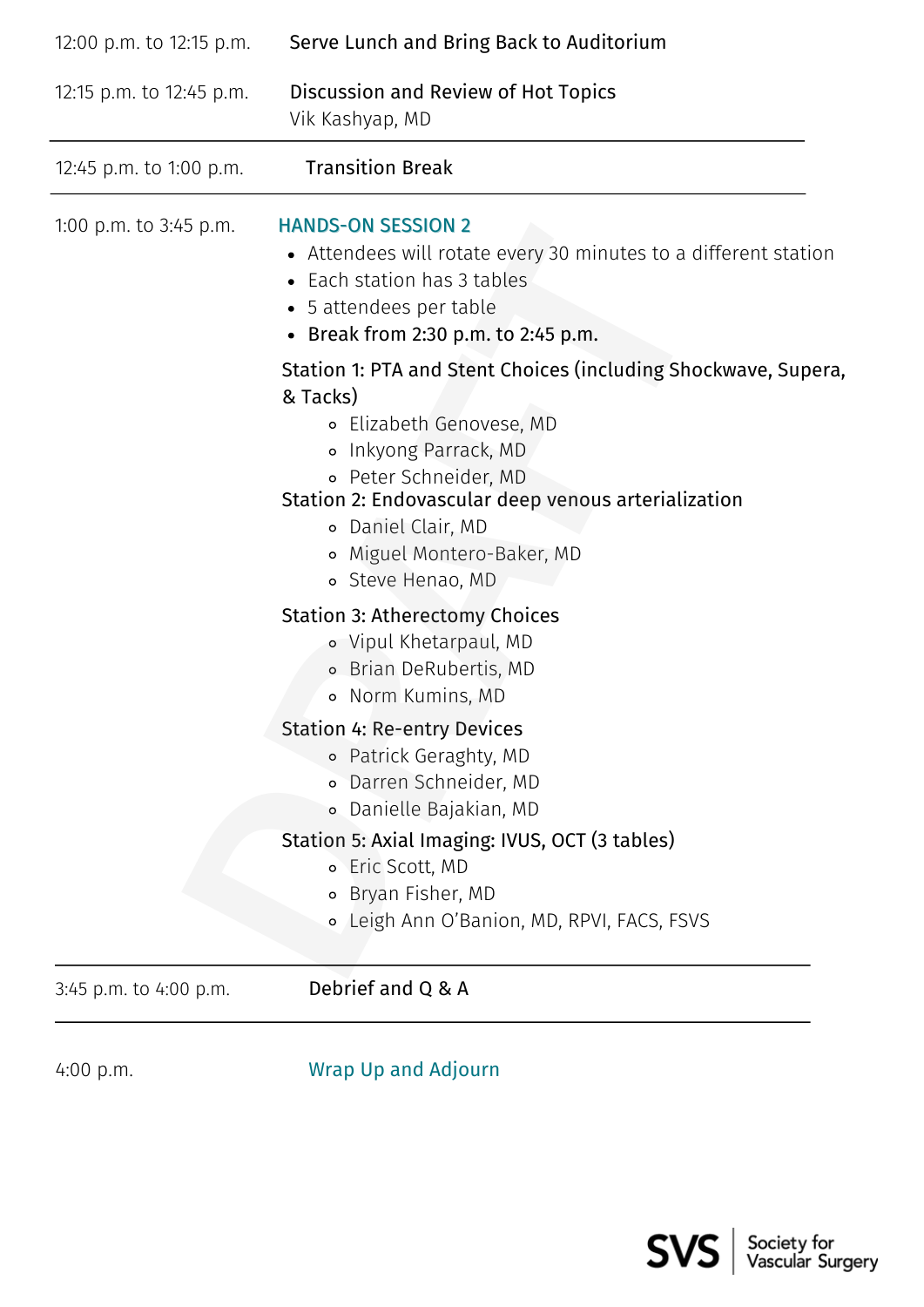| | |
|---|---|
| 12:00 p.m. to 12:15 p.m. | Serve Lunch and Bring Back to Auditorium |
| 12:15 p.m. to 12:45 p.m. | Discussion and Review of Hot Topics<br>Vik Kashyap, MD |
| 12:45 p.m. to 1:00 p.m. | Transition Break |

1:00 p.m. to 3:45 p.m.

**HANDS-ON SESSION 2**

- Attendees will rotate every 30 minutes to a different station
- Each station has 3 tables
- 5 attendees per table
- **Break from 2:30 p.m. to 2:45 p.m.**

Station 1: PTA and Stent Choices (including Shockwave, Supera, & Tacks)
- Elizabeth Genovese, MD
- Inkyong Parrack, MD
- Peter Schneider, MD

Station 2: Endovascular deep venous arterialization
- Daniel Clair, MD
- Miguel Montero-Baker, MD
- Steve Henao, MD

Station 3: Atherectomy Choices
- Vipul Khetarpaul, MD
- Brian DeRubertis, MD
- Norm Kumins, MD

Station 4: Re-entry Devices
- Patrick Geraghty, MD
- Darren Schneider, MD
- Danielle Bajakian, MD

Station 5: Axial Imaging: IVUS, OCT (3 tables)
- Eric Scott, MD
- Bryan Fisher, MD
- Leigh Ann O'Banion, MD, RPVI, FACS, FSVS

| | |
|---|---|
| 3:45 p.m. to 4:00 p.m. | Debrief and Q & A |
| 4:00 p.m. | Wrap Up and Adjourn |